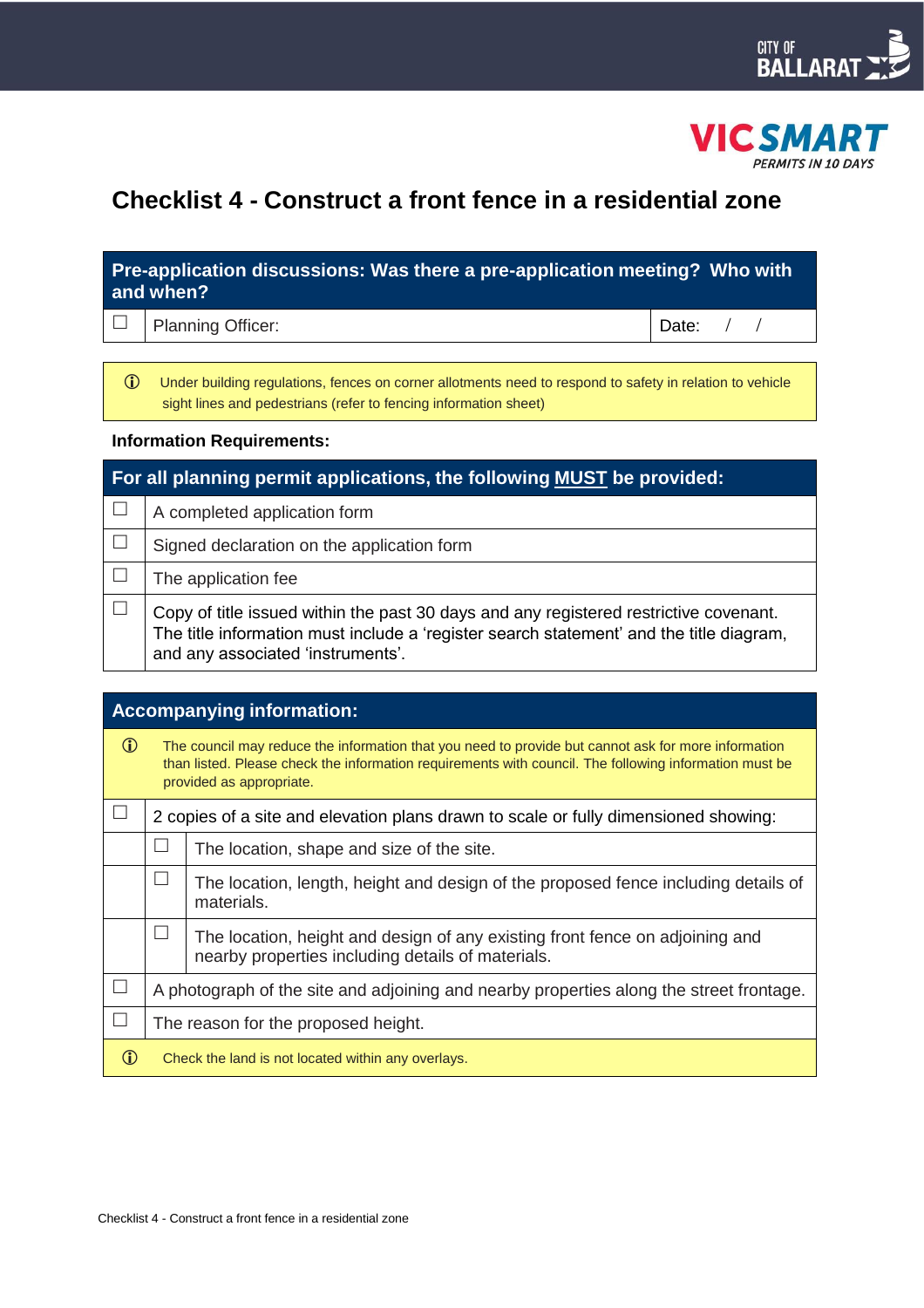CITY OF BALLARAT

VICSMART
*PERMITS IN 10 DAYS*

# Checklist 4 - Construct a front fence in a residential zone

| **Pre-application discussions: Was there a pre-application meeting? Who with and when?** | | |
|---|---|---|
| ☐ | Planning Officer: | Date: / / |

ⓘ Under building regulations, fences on corner allotments need to respond to safety in relation to vehicle sight lines and pedestrians (refer to fencing information sheet)

**Information Requirements:**

| **For all planning permit applications, the following MUST be provided:** | |
|---|---|
| ☐ | A completed application form |
| ☐ | Signed declaration on the application form |
| ☐ | The application fee |
| ☐ | Copy of title issued within the past 30 days and any registered restrictive covenant. The title information must include a 'register search statement' and the title diagram, and any associated 'instruments'. |

| **Accompanying information:** | | |
|---|---|---|
| ⓘ | The council may reduce the information that you need to provide but cannot ask for more information than listed. Please check the information requirements with council. The following information must be provided as appropriate. | |
| ☐ | 2 copies of a site and elevation plans drawn to scale or fully dimensioned showing: | |
| | ☐ | The location, shape and size of the site. |
| | ☐ | The location, length, height and design of the proposed fence including details of materials. |
| | ☐ | The location, height and design of any existing front fence on adjoining and nearby properties including details of materials. |
| ☐ | A photograph of the site and adjoining and nearby properties along the street frontage. | |
| ☐ | The reason for the proposed height. | |
| ⓘ | Check the land is not located within any overlays. | |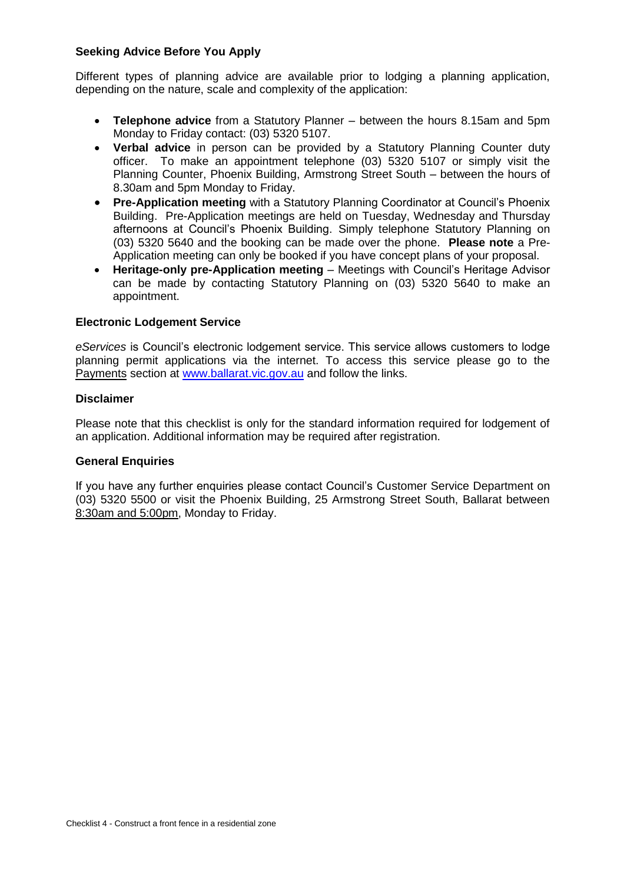**Seeking Advice Before You Apply**

Different types of planning advice are available prior to lodging a planning application, depending on the nature, scale and complexity of the application:

- **Telephone advice** from a Statutory Planner – between the hours 8.15am and 5pm Monday to Friday contact: (03) 5320 5107.
- **Verbal advice** in person can be provided by a Statutory Planning Counter duty officer. To make an appointment telephone (03) 5320 5107 or simply visit the Planning Counter, Phoenix Building, Armstrong Street South – between the hours of 8.30am and 5pm Monday to Friday.
- **Pre-Application meeting** with a Statutory Planning Coordinator at Council's Phoenix Building. Pre-Application meetings are held on Tuesday, Wednesday and Thursday afternoons at Council's Phoenix Building. Simply telephone Statutory Planning on (03) 5320 5640 and the booking can be made over the phone. **Please note** a Pre-Application meeting can only be booked if you have concept plans of your proposal.
- **Heritage-only pre-Application meeting** – Meetings with Council's Heritage Advisor can be made by contacting Statutory Planning on (03) 5320 5640 to make an appointment.

**Electronic Lodgement Service**

*eServices* is Council's electronic lodgement service. This service allows customers to lodge planning permit applications via the internet. To access this service please go to the Payments section at [www.ballarat.vic.gov.au](http://www.ballarat.vic.gov.au) and follow the links.

**Disclaimer**

Please note that this checklist is only for the standard information required for lodgement of an application. Additional information may be required after registration.

**General Enquiries**

If you have any further enquiries please contact Council's Customer Service Department on (03) 5320 5500 or visit the Phoenix Building, 25 Armstrong Street South, Ballarat between 8:30am and 5:00pm, Monday to Friday.